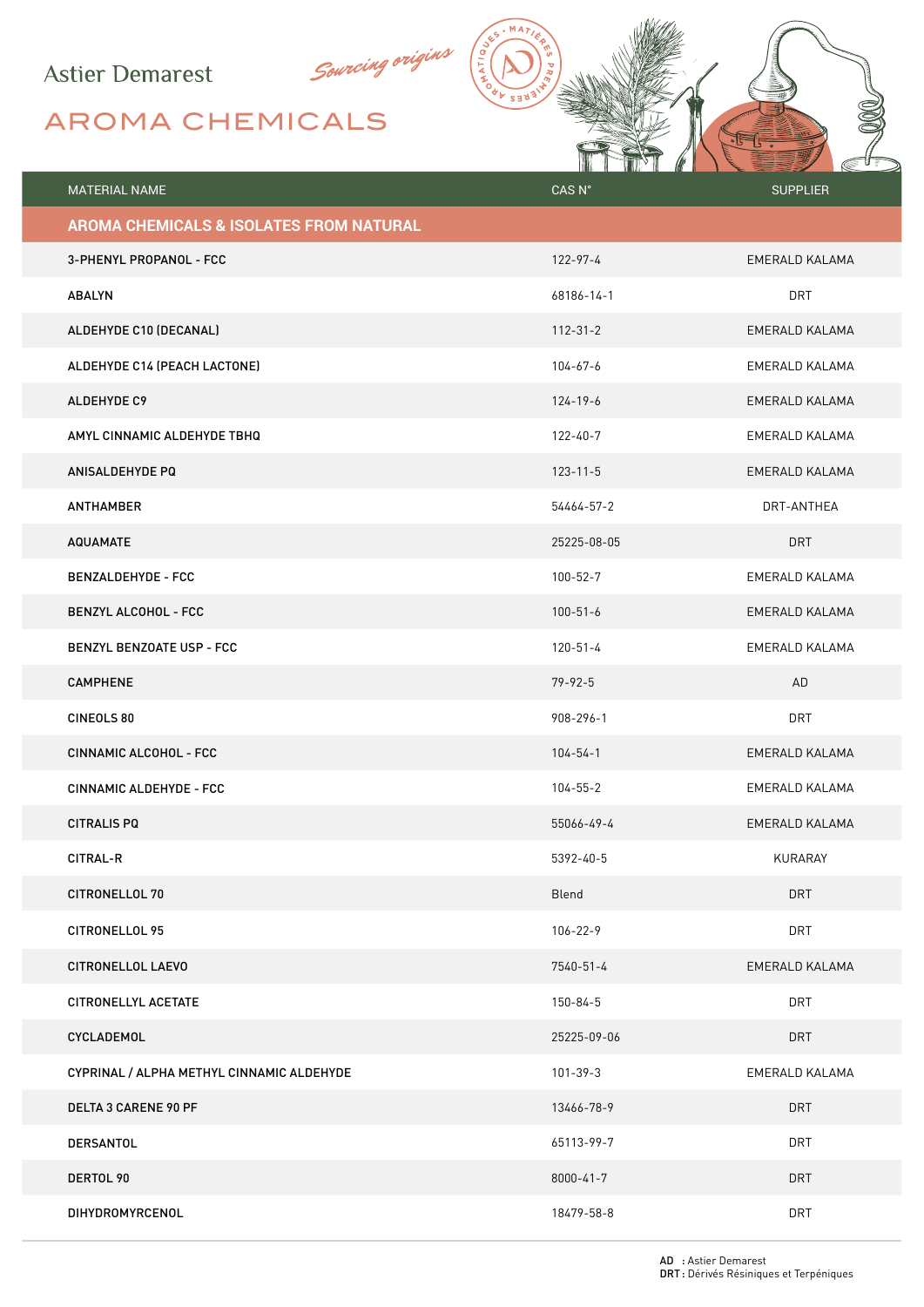Astier Demarest

*Sourcing origins*

# AROMA CHEMICALS

| MATERIAL NAME | CAS N° | SUPPLIER |
|---|---|---|
| **AROMA CHEMICALS & ISOLATES FROM NATURAL** | | |
| 3-PHENYL PROPANOL - FCC | 122-97-4 | EMERALD KALAMA |
| ABALYN | 68186-14-1 | DRT |
| ALDEHYDE C10 (DECANAL) | 112-31-2 | EMERALD KALAMA |
| ALDEHYDE C14 (PEACH LACTONE) | 104-67-6 | EMERALD KALAMA |
| ALDEHYDE C9 | 124-19-6 | EMERALD KALAMA |
| AMYL CINNAMIC ALDEHYDE TBHQ | 122-40-7 | EMERALD KALAMA |
| ANISALDEHYDE PQ | 123-11-5 | EMERALD KALAMA |
| ANTHAMBER | 54464-57-2 | DRT-ANTHEA |
| AQUAMATE | 25225-08-05 | DRT |
| BENZALDEHYDE - FCC | 100-52-7 | EMERALD KALAMA |
| BENZYL ALCOHOL - FCC | 100-51-6 | EMERALD KALAMA |
| BENZYL BENZOATE USP - FCC | 120-51-4 | EMERALD KALAMA |
| CAMPHENE | 79-92-5 | AD |
| CINEOLS 80 | 908-296-1 | DRT |
| CINNAMIC ALCOHOL - FCC | 104-54-1 | EMERALD KALAMA |
| CINNAMIC ALDEHYDE - FCC | 104-55-2 | EMERALD KALAMA |
| CITRALIS PQ | 55066-49-4 | EMERALD KALAMA |
| CITRAL-R | 5392-40-5 | KURARAY |
| CITRONELLOL 70 | Blend | DRT |
| CITRONELLOL 95 | 106-22-9 | DRT |
| CITRONELLOL LAEVO | 7540-51-4 | EMERALD KALAMA |
| CITRONELLYL ACETATE | 150-84-5 | DRT |
| CYCLADEMOL | 25225-09-06 | DRT |
| CYPRINAL / ALPHA METHYL CINNAMIC ALDEHYDE | 101-39-3 | EMERALD KALAMA |
| DELTA 3 CARENE 90 PF | 13466-78-9 | DRT |
| DERSANTOL | 65113-99-7 | DRT |
| DERTOL 90 | 8000-41-7 | DRT |
| DIHYDROMYRCENOL | 18479-58-8 | DRT |

**AD** : Astier Demarest
**DRT** : Dérivés Résiniques et Terpéniques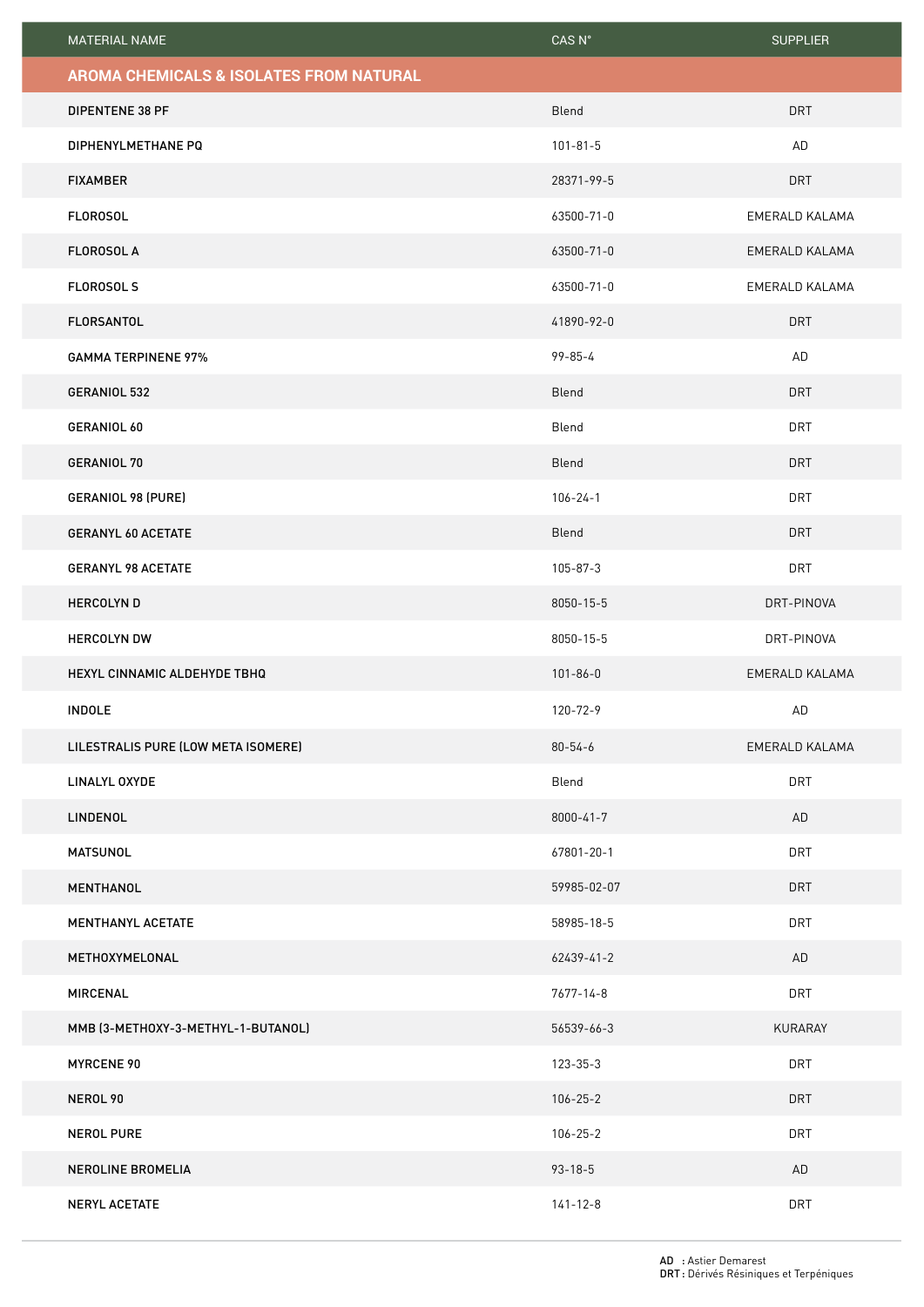| MATERIAL NAME | CAS N° | SUPPLIER |
|---|---|---|
| **AROMA CHEMICALS & ISOLATES FROM NATURAL** | | |
| DIPENTENE 38 PF | Blend | DRT |
| DIPHENYLMETHANE PQ | 101-81-5 | AD |
| FIXAMBER | 28371-99-5 | DRT |
| FLOROSOL | 63500-71-0 | EMERALD KALAMA |
| FLOROSOL A | 63500-71-0 | EMERALD KALAMA |
| FLOROSOL S | 63500-71-0 | EMERALD KALAMA |
| FLORSANTOL | 41890-92-0 | DRT |
| GAMMA TERPINENE 97% | 99-85-4 | AD |
| GERANIOL 532 | Blend | DRT |
| GERANIOL 60 | Blend | DRT |
| GERANIOL 70 | Blend | DRT |
| GERANIOL 98 (PURE) | 106-24-1 | DRT |
| GERANYL 60 ACETATE | Blend | DRT |
| GERANYL 98 ACETATE | 105-87-3 | DRT |
| HERCOLYN D | 8050-15-5 | DRT-PINOVA |
| HERCOLYN DW | 8050-15-5 | DRT-PINOVA |
| HEXYL CINNAMIC ALDEHYDE TBHQ | 101-86-0 | EMERALD KALAMA |
| INDOLE | 120-72-9 | AD |
| LILESTRALIS PURE (LOW META ISOMERE) | 80-54-6 | EMERALD KALAMA |
| LINALYL OXYDE | Blend | DRT |
| LINDENOL | 8000-41-7 | AD |
| MATSUNOL | 67801-20-1 | DRT |
| MENTHANOL | 59985-02-07 | DRT |
| MENTHANYL ACETATE | 58985-18-5 | DRT |
| METHOXYMELONAL | 62439-41-2 | AD |
| MIRCENAL | 7677-14-8 | DRT |
| MMB (3-METHOXY-3-METHYL-1-BUTANOL) | 56539-66-3 | KURARAY |
| MYRCENE 90 | 123-35-3 | DRT |
| NEROL 90 | 106-25-2 | DRT |
| NEROL PURE | 106-25-2 | DRT |
| NEROLINE BROMELIA | 93-18-5 | AD |
| NERYL ACETATE | 141-12-8 | DRT |

**AD** : Astier Demarest
**DRT** : Dérivés Résiniques et Terpéniques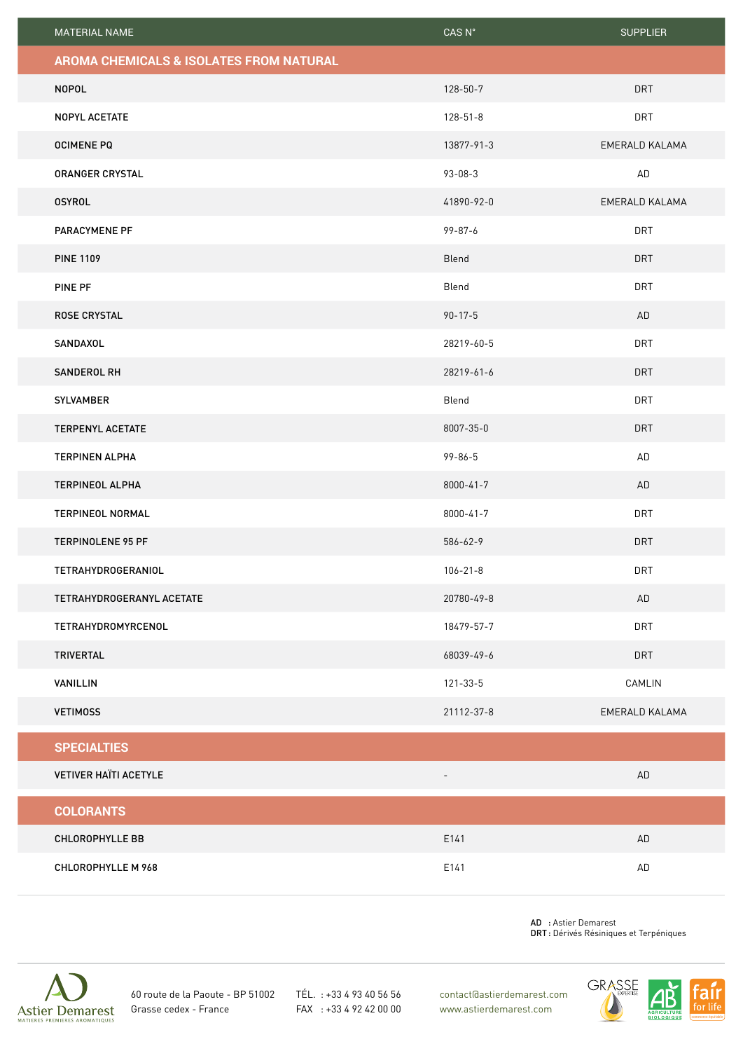| MATERIAL NAME | CAS N° | SUPPLIER |
|---|---|---|
| **AROMA CHEMICALS & ISOLATES FROM NATURAL** | | |
| NOPOL | 128-50-7 | DRT |
| NOPYL ACETATE | 128-51-8 | DRT |
| OCIMENE PQ | 13877-91-3 | EMERALD KALAMA |
| ORANGER CRYSTAL | 93-08-3 | AD |
| OSYROL | 41890-92-0 | EMERALD KALAMA |
| PARACYMENE PF | 99-87-6 | DRT |
| PINE 1109 | Blend | DRT |
| PINE PF | Blend | DRT |
| ROSE CRYSTAL | 90-17-5 | AD |
| SANDAXOL | 28219-60-5 | DRT |
| SANDEROL RH | 28219-61-6 | DRT |
| SYLVAMBER | Blend | DRT |
| TERPENYL ACETATE | 8007-35-0 | DRT |
| TERPINEN ALPHA | 99-86-5 | AD |
| TERPINEOL ALPHA | 8000-41-7 | AD |
| TERPINEOL NORMAL | 8000-41-7 | DRT |
| TERPINOLENE 95 PF | 586-62-9 | DRT |
| TETRAHYDROGERANIOL | 106-21-8 | DRT |
| TETRAHYDROGERANYL ACETATE | 20780-49-8 | AD |
| TETRAHYDROMYRCENOL | 18479-57-7 | DRT |
| TRIVERTAL | 68039-49-6 | DRT |
| VANILLIN | 121-33-5 | CAMLIN |
| VETIMOSS | 21112-37-8 | EMERALD KALAMA |
| **SPECIALTIES** | | |
| VETIVER HAÏTI ACETYLE | - | AD |
| **COLORANTS** | | |
| CHLOROPHYLLE BB | E141 | AD |
| CHLOROPHYLLE M 968 | E141 | AD |

**AD** : Astier Demarest
**DRT** : Dérivés Résiniques et Terpéniques

Astier Demarest
MATIERES PREMIERES AROMATIQUES

60 route de la Paoute - BP 51002
Grasse cedex - France

TÉL. : +33 4 93 40 56 56
FAX : +33 4 92 42 00 00

contact@astierdemarest.com
www.astierdemarest.com